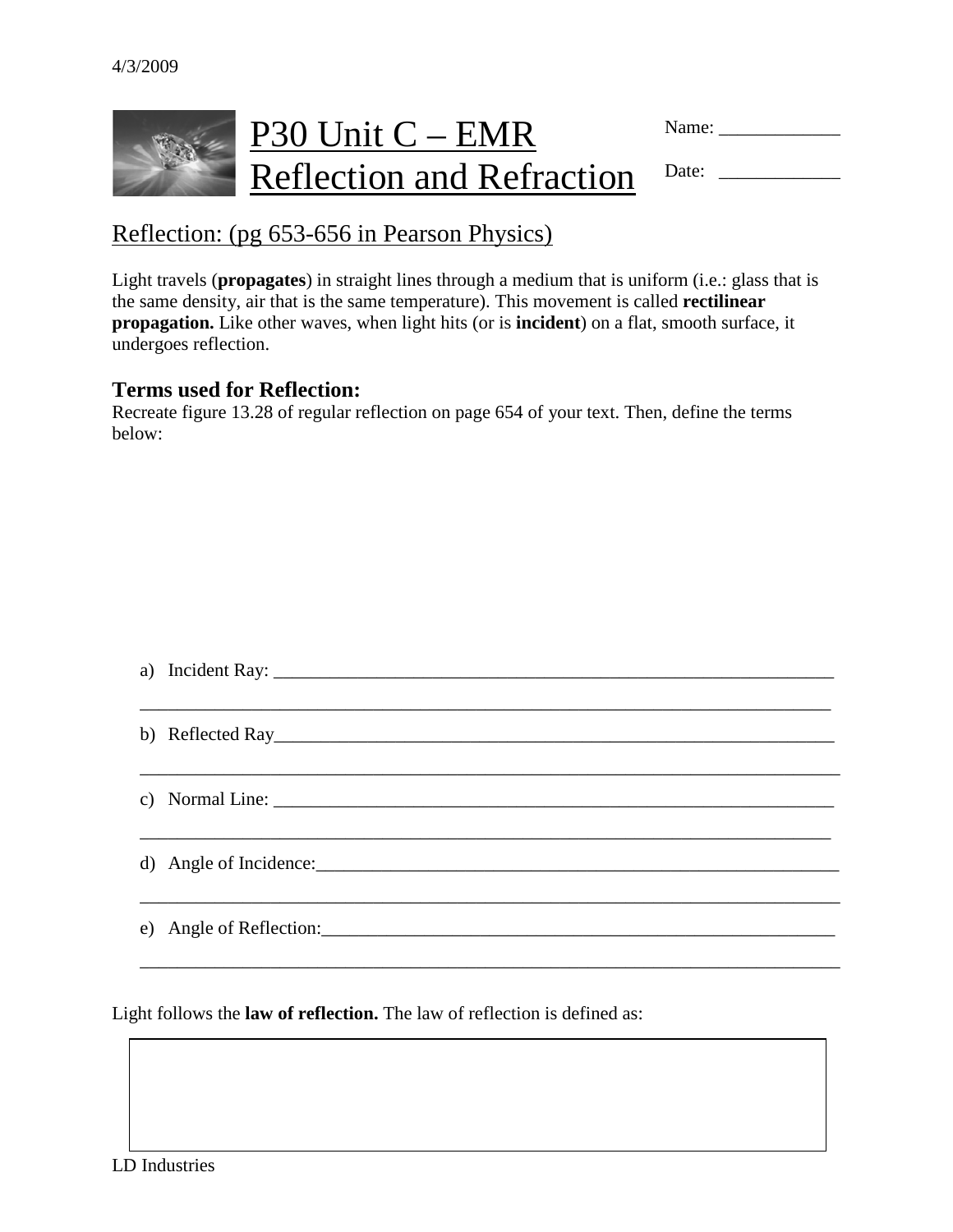4/3/2009

# P30 Unit C – EMR Reflection and Refraction

Name: ____________

Date: ____________

## Reflection: (pg 653-656 in Pearson Physics)

Light travels (**propagates**) in straight lines through a medium that is uniform (i.e.: glass that is the same density, air that is the same temperature). This movement is called **rectilinear propagation.** Like other waves, when light hits (or is **incident**) on a flat, smooth surface, it undergoes reflection.

### Terms used for Reflection:

Recreate figure 13.28 of regular reflection on page 654 of your text. Then, define the terms below:

a) Incident Ray: ______________________________________________________________

______________________________________________________________________________

b) Reflected Ray_______________________________________________________________

______________________________________________________________________________

c) Normal Line: _______________________________________________________________

______________________________________________________________________________

d) Angle of Incidence:___________________________________________________________

______________________________________________________________________________

e) Angle of Reflection:__________________________________________________________

______________________________________________________________________________

Light follows the **law of reflection.** The law of reflection is defined as:

| |
|---|
| |

LD Industries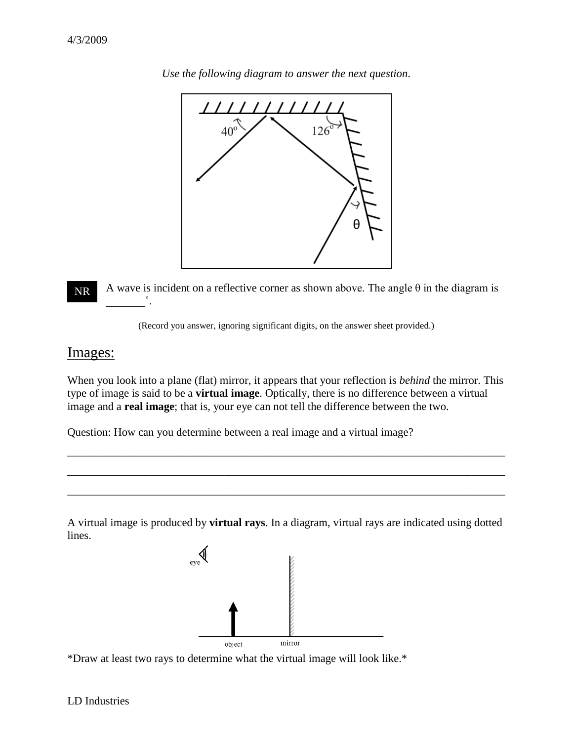*Use the following diagram to answer the next question.*

NR A wave is incident on a reflective corner as shown above. The angle θ in the diagram is _______°.

(Record you answer, ignoring significant digits, on the answer sheet provided.)

## Images:

When you look into a plane (flat) mirror, it appears that your reflection is *behind* the mirror. This type of image is said to be a **virtual image**. Optically, there is no difference between a virtual image and a **real image**; that is, your eye can not tell the difference between the two.

Question: How can you determine between a real image and a virtual image?

_______________________________________________________________________________

_______________________________________________________________________________

_______________________________________________________________________________

A virtual image is produced by **virtual rays**. In a diagram, virtual rays are indicated using dotted lines.

*Draw at least two rays to determine what the virtual image will look like.*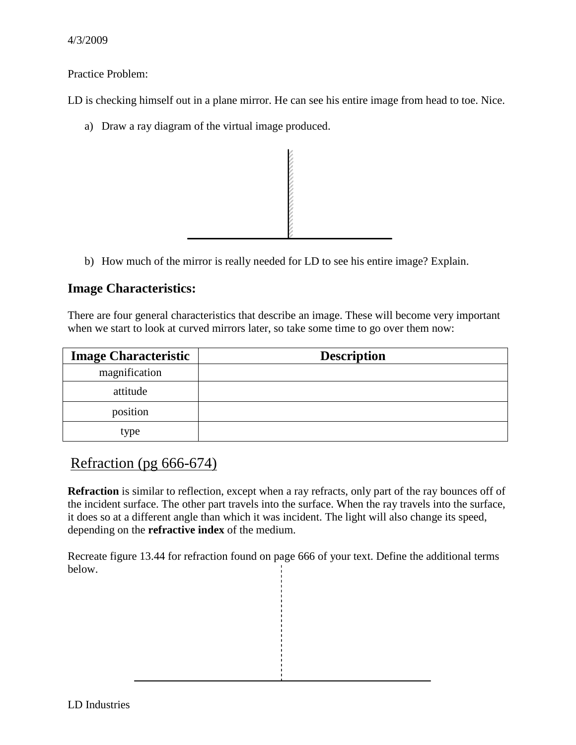4/3/2009

Practice Problem:

LD is checking himself out in a plane mirror. He can see his entire image from head to toe. Nice.

a) Draw a ray diagram of the virtual image produced.

b) How much of the mirror is really needed for LD to see his entire image? Explain.

## Image Characteristics:

There are four general characteristics that describe an image. These will become very important when we start to look at curved mirrors later, so take some time to go over them now:

| Image Characteristic | Description |
| --- | --- |
| magnification | |
| attitude | |
| position | |
| type | |

# Refraction (pg 666-674)

**Refraction** is similar to reflection, except when a ray refracts, only part of the ray bounces off of the incident surface. The other part travels into the surface. When the ray travels into the surface, it does so at a different angle than which it was incident. The light will also change its speed, depending on the **refractive index** of the medium.

Recreate figure 13.44 for refraction found on page 666 of your text. Define the additional terms below.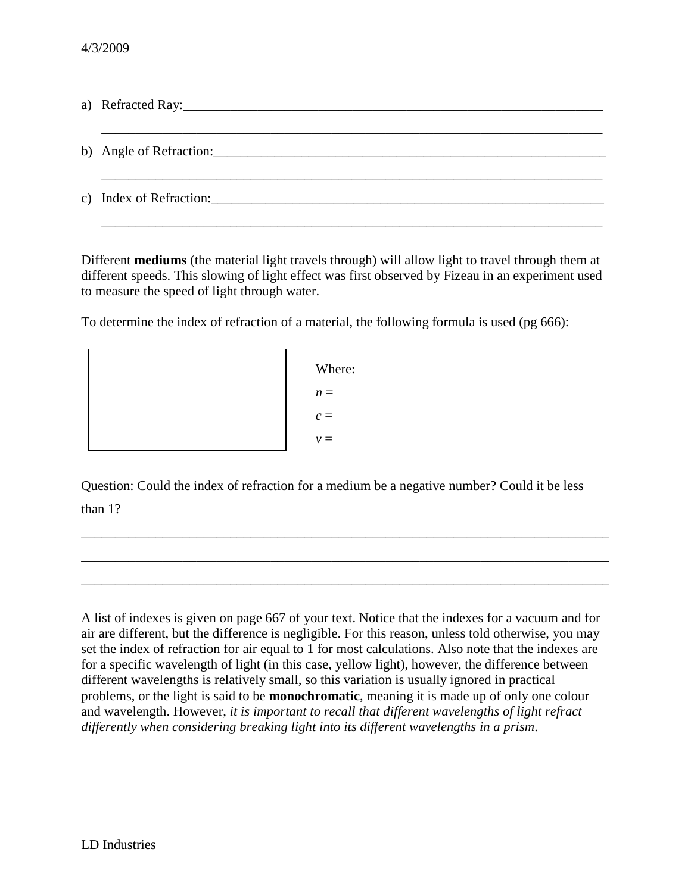a) Refracted Ray:_______________________________________________________________

_______________________________________________________________________

b) Angle of Refraction:__________________________________________________________

_______________________________________________________________________

c) Index of Refraction:__________________________________________________________

_______________________________________________________________________

Different **mediums** (the material light travels through) will allow light to travel through them at different speeds. This slowing of light effect was first observed by Fizeau in an experiment used to measure the speed of light through water.

To determine the index of refraction of a material, the following formula is used (pg 666):

| | Where: |
|---|---|
| | $n$ = |
| | $c$ = |
| | $v$ = |

Question: Could the index of refraction for a medium be a negative number? Could it be less than 1?

_______________________________________________________________________

_______________________________________________________________________

_______________________________________________________________________

A list of indexes is given on page 667 of your text. Notice that the indexes for a vacuum and for air are different, but the difference is negligible. For this reason, unless told otherwise, you may set the index of refraction for air equal to 1 for most calculations. Also note that the indexes are for a specific wavelength of light (in this case, yellow light), however, the difference between different wavelengths is relatively small, so this variation is usually ignored in practical problems, or the light is said to be **monochromatic**, meaning it is made up of only one colour and wavelength. However, *it is important to recall that different wavelengths of light refract differently when considering breaking light into its different wavelengths in a prism*.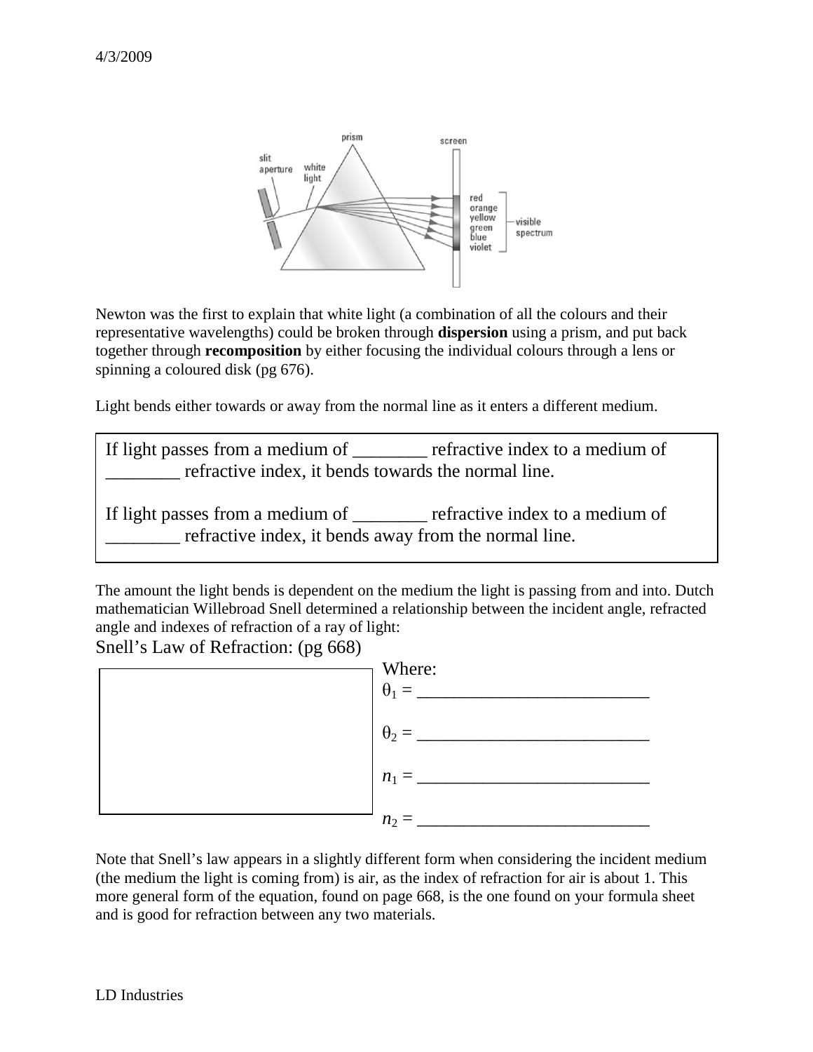Newton was the first to explain that white light (a combination of all the colours and their representative wavelengths) could be broken through **dispersion** using a prism, and put back together through **recomposition** by either focusing the individual colours through a lens or spinning a coloured disk (pg 676).

Light bends either towards or away from the normal line as it enters a different medium.

If light passes from a medium of ________ refractive index to a medium of ________ refractive index, it bends towards the normal line.

If light passes from a medium of ________ refractive index to a medium of ________ refractive index, it bends away from the normal line.

The amount the light bends is dependent on the medium the light is passing from and into. Dutch mathematician Willebroad Snell determined a relationship between the incident angle, refracted angle and indexes of refraction of a ray of light:

Snell's Law of Refraction: (pg 668)

Where:

$\theta_1$ = ___________________________

$\theta_2$ = ___________________________

$n_1$ = ___________________________

$n_2$ = ___________________________

Note that Snell's law appears in a slightly different form when considering the incident medium (the medium the light is coming from) is air, as the index of refraction for air is about 1. This more general form of the equation, found on page 668, is the one found on your formula sheet and is good for refraction between any two materials.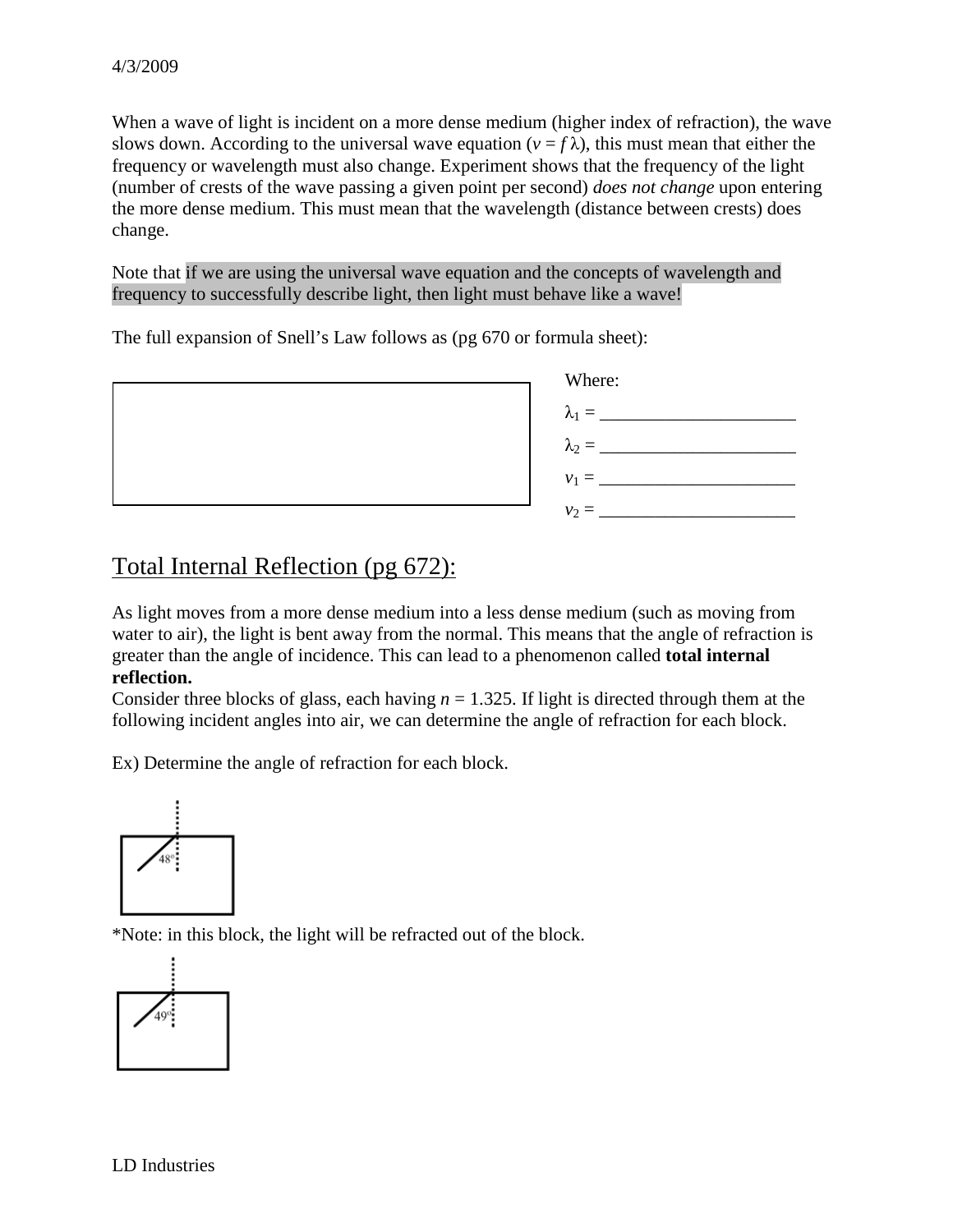When a wave of light is incident on a more dense medium (higher index of refraction), the wave slows down. According to the universal wave equation ($v = f\lambda$), this must mean that either the frequency or wavelength must also change. Experiment shows that the frequency of the light (number of crests of the wave passing a given point per second) *does not change* upon entering the more dense medium. This must mean that the wavelength (distance between crests) does change.

Note that if we are using the universal wave equation and the concepts of wavelength and frequency to successfully describe light, then light must behave like a wave!

The full expansion of Snell's Law follows as (pg 670 or formula sheet):

Where:

$\lambda_1$ = ______________________

$\lambda_2$ = ______________________

$v_1$ = ______________________

$v_2$ = ______________________

## Total Internal Reflection (pg 672):

As light moves from a more dense medium into a less dense medium (such as moving from water to air), the light is bent away from the normal. This means that the angle of refraction is greater than the angle of incidence. This can lead to a phenomenon called **total internal reflection.**

Consider three blocks of glass, each having $n = 1.325$. If light is directed through them at the following incident angles into air, we can determine the angle of refraction for each block.

Ex) Determine the angle of refraction for each block.

48°

*Note: in this block, the light will be refracted out of the block.

49°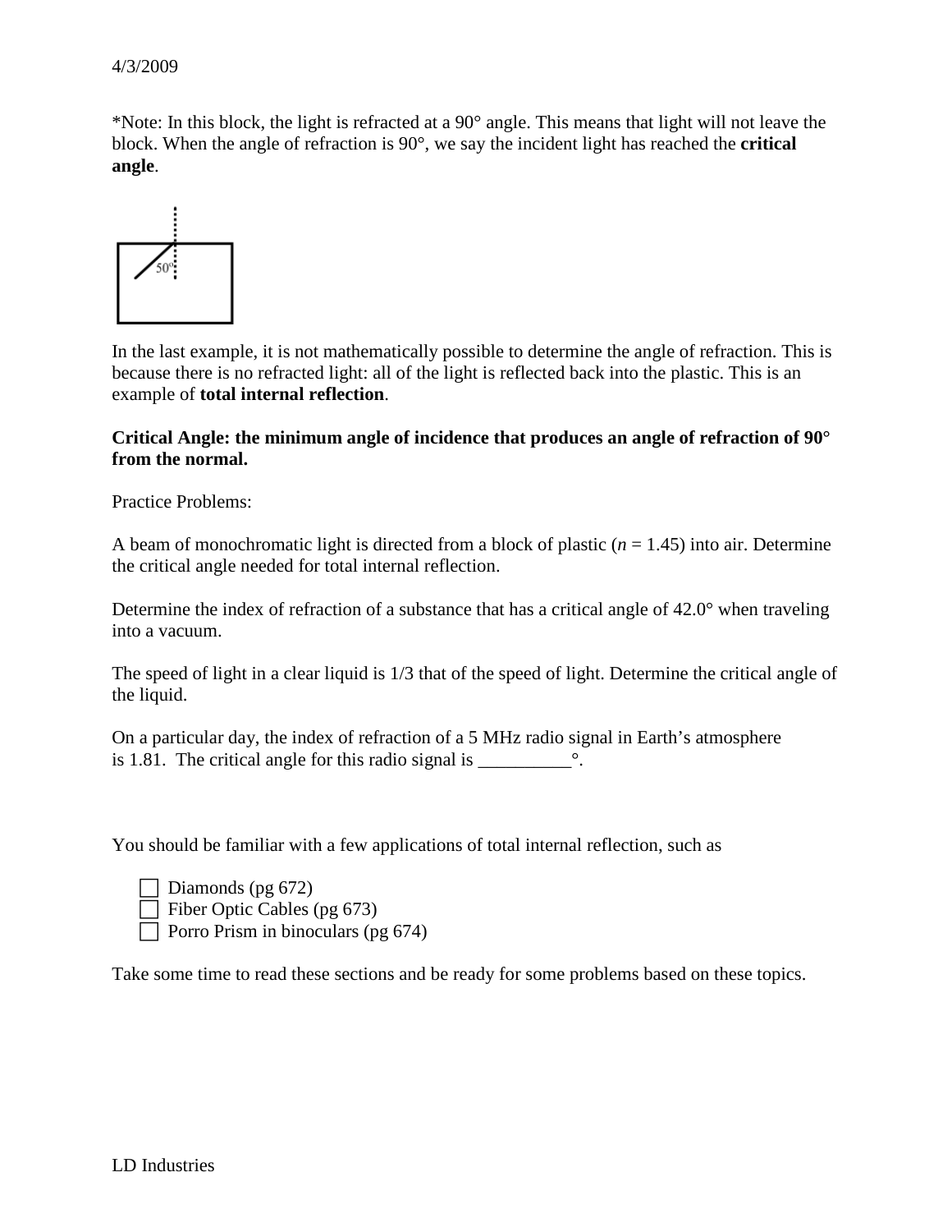4/3/2009

*Note: In this block, the light is refracted at a 90° angle. This means that light will not leave the block. When the angle of refraction is 90°, we say the incident light has reached the **critical angle**.

50°

In the last example, it is not mathematically possible to determine the angle of refraction. This is because there is no refracted light: all of the light is reflected back into the plastic. This is an example of **total internal reflection**.

**Critical Angle: the minimum angle of incidence that produces an angle of refraction of 90° from the normal.**

Practice Problems:

A beam of monochromatic light is directed from a block of plastic ($n$ = 1.45) into air. Determine the critical angle needed for total internal reflection.

Determine the index of refraction of a substance that has a critical angle of 42.0° when traveling into a vacuum.

The speed of light in a clear liquid is 1/3 that of the speed of light. Determine the critical angle of the liquid.

On a particular day, the index of refraction of a 5 MHz radio signal in Earth's atmosphere is 1.81. The critical angle for this radio signal is __________°.

You should be familiar with a few applications of total internal reflection, such as

- ☐ Diamonds (pg 672)
- ☐ Fiber Optic Cables (pg 673)
- ☐ Porro Prism in binoculars (pg 674)

Take some time to read these sections and be ready for some problems based on these topics.

LD Industries